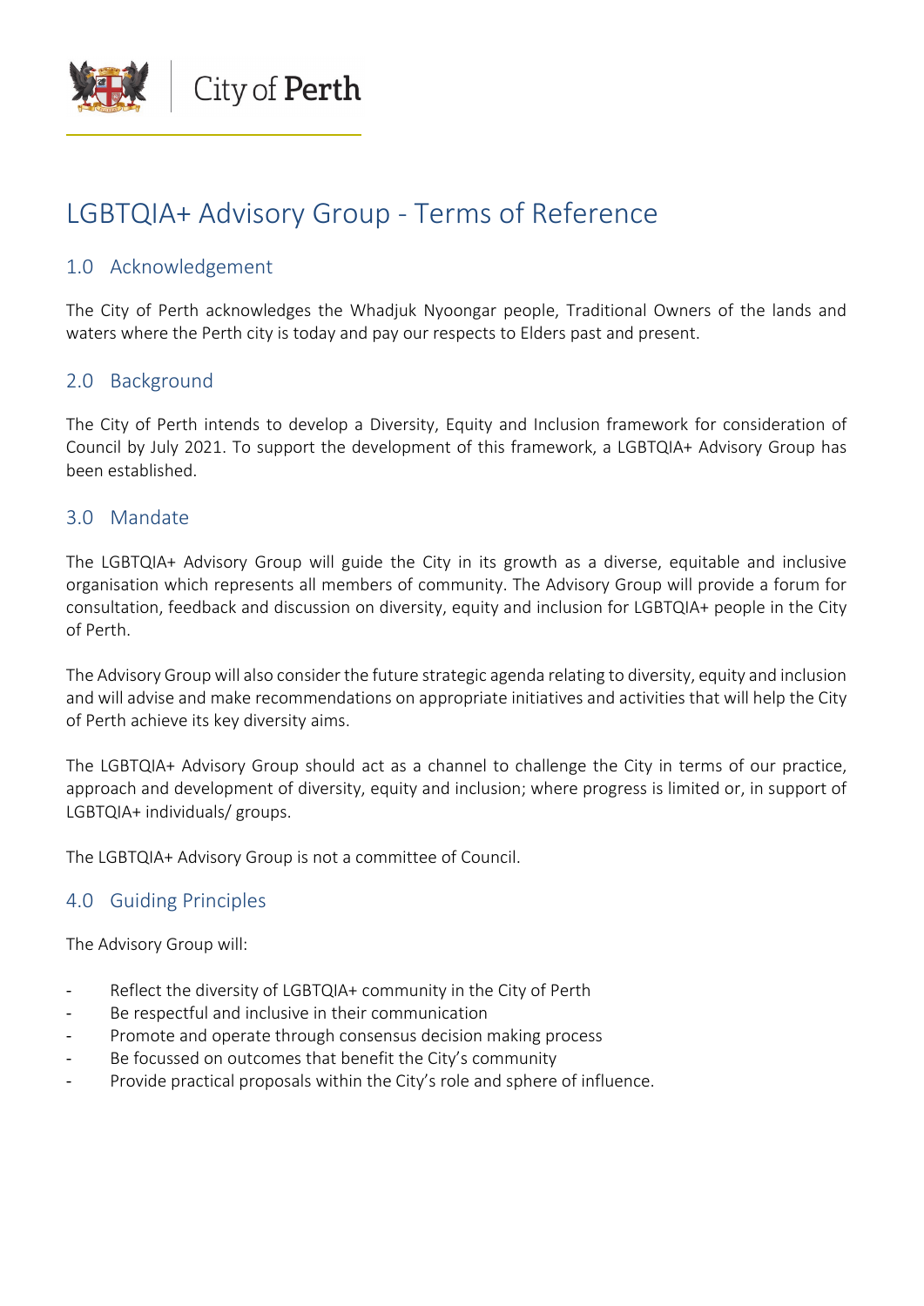City of Perth

# LGBTQIA+ Advisory Group - Terms of Reference

## 1.0 Acknowledgement

The City of Perth acknowledges the Whadjuk Nyoongar people, Traditional Owners of the lands and waters where the Perth city is today and pay our respects to Elders past and present.

## 2.0 Background

The City of Perth intends to develop a Diversity, Equity and Inclusion framework for consideration of Council by July 2021. To support the development of this framework, a LGBTQIA+ Advisory Group has been established.

## 3.0 Mandate

The LGBTQIA+ Advisory Group will guide the City in its growth as a diverse, equitable and inclusive organisation which represents all members of community. The Advisory Group will provide a forum for consultation, feedback and discussion on diversity, equity and inclusion for LGBTQIA+ people in the City of Perth.

The Advisory Group will also consider the future strategic agenda relating to diversity, equity and inclusion and will advise and make recommendations on appropriate initiatives and activities that will help the City of Perth achieve its key diversity aims.

The LGBTQIA+ Advisory Group should act as a channel to challenge the City in terms of our practice, approach and development of diversity, equity and inclusion; where progress is limited or, in support of LGBTQIA+ individuals/ groups.

The LGBTQIA+ Advisory Group is not a committee of Council.

## 4.0 Guiding Principles

The Advisory Group will:

- Reflect the diversity of LGBTQIA+ community in the City of Perth
- Be respectful and inclusive in their communication
- Promote and operate through consensus decision making process
- Be focussed on outcomes that benefit the City's community
- Provide practical proposals within the City's role and sphere of influence.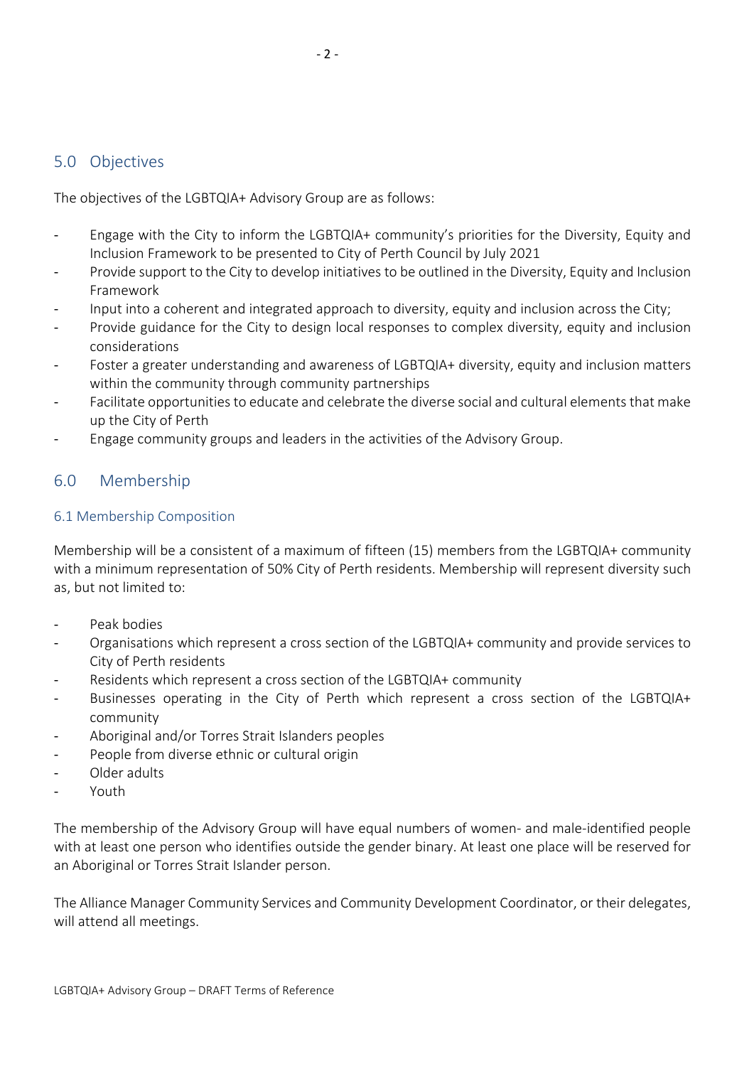## 5.0 Objectives

The objectives of the LGBTQIA+ Advisory Group are as follows:

- Engage with the City to inform the LGBTQIA+ community's priorities for the Diversity, Equity and Inclusion Framework to be presented to City of Perth Council by July 2021
- Provide support to the City to develop initiatives to be outlined in the Diversity, Equity and Inclusion Framework
- Input into a coherent and integrated approach to diversity, equity and inclusion across the City;
- Provide guidance for the City to design local responses to complex diversity, equity and inclusion considerations
- Foster a greater understanding and awareness of LGBTQIA+ diversity, equity and inclusion matters within the community through community partnerships
- Facilitate opportunities to educate and celebrate the diverse social and cultural elements that make up the City of Perth
- Engage community groups and leaders in the activities of the Advisory Group.

## 6.0 Membership

### 6.1 Membership Composition

Membership will be a consistent of a maximum of fifteen (15) members from the LGBTQIA+ community with a minimum representation of 50% City of Perth residents. Membership will represent diversity such as, but not limited to:

- Peak bodies
- Organisations which represent a cross section of the LGBTQIA+ community and provide services to City of Perth residents
- Residents which represent a cross section of the LGBTQIA+ community
- Businesses operating in the City of Perth which represent a cross section of the LGBTQIA+ community
- Aboriginal and/or Torres Strait Islanders peoples
- People from diverse ethnic or cultural origin
- Older adults
- Youth

The membership of the Advisory Group will have equal numbers of women- and male-identified people with at least one person who identifies outside the gender binary. At least one place will be reserved for an Aboriginal or Torres Strait Islander person.

The Alliance Manager Community Services and Community Development Coordinator, or their delegates, will attend all meetings.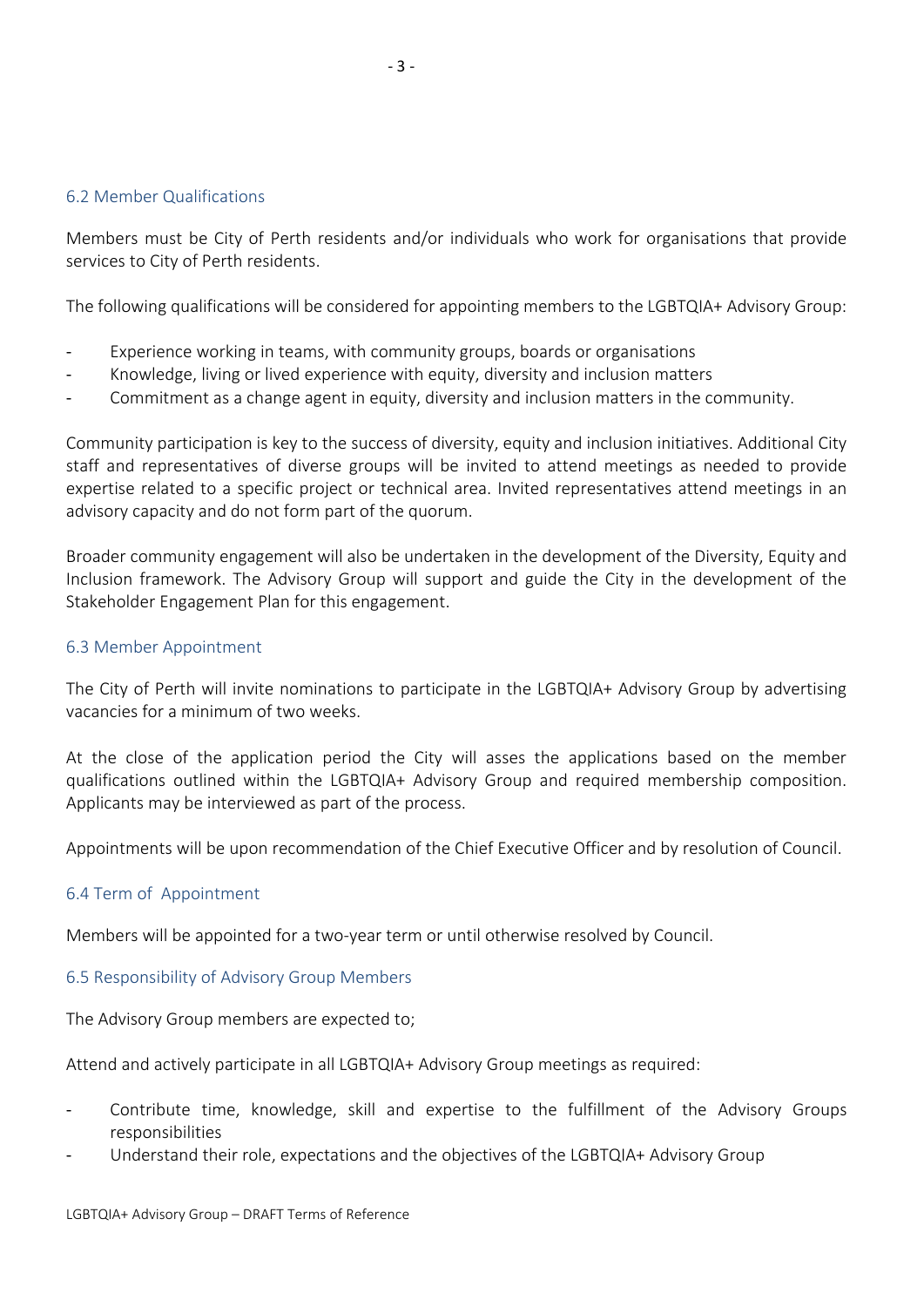### 6.2 Member Qualifications

Members must be City of Perth residents and/or individuals who work for organisations that provide services to City of Perth residents.

The following qualifications will be considered for appointing members to the LGBTQIA+ Advisory Group:

- Experience working in teams, with community groups, boards or organisations
- Knowledge, living or lived experience with equity, diversity and inclusion matters
- Commitment as a change agent in equity, diversity and inclusion matters in the community.

Community participation is key to the success of diversity, equity and inclusion initiatives. Additional City staff and representatives of diverse groups will be invited to attend meetings as needed to provide expertise related to a specific project or technical area. Invited representatives attend meetings in an advisory capacity and do not form part of the quorum.

Broader community engagement will also be undertaken in the development of the Diversity, Equity and Inclusion framework. The Advisory Group will support and guide the City in the development of the Stakeholder Engagement Plan for this engagement.

### 6.3 Member Appointment

The City of Perth will invite nominations to participate in the LGBTQIA+ Advisory Group by advertising vacancies for a minimum of two weeks.

At the close of the application period the City will asses the applications based on the member qualifications outlined within the LGBTQIA+ Advisory Group and required membership composition. Applicants may be interviewed as part of the process.

Appointments will be upon recommendation of the Chief Executive Officer and by resolution of Council.

### 6.4 Term of Appointment

Members will be appointed for a two-year term or until otherwise resolved by Council.

### 6.5 Responsibility of Advisory Group Members

The Advisory Group members are expected to;

Attend and actively participate in all LGBTQIA+ Advisory Group meetings as required:

- Contribute time, knowledge, skill and expertise to the fulfillment of the Advisory Groups responsibilities
- Understand their role, expectations and the objectives of the LGBTQIA+ Advisory Group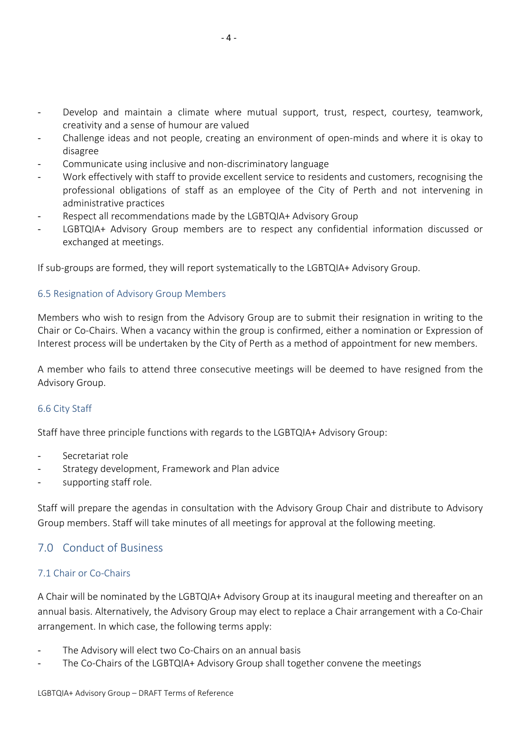- Develop and maintain a climate where mutual support, trust, respect, courtesy, teamwork, creativity and a sense of humour are valued
- Challenge ideas and not people, creating an environment of open-minds and where it is okay to disagree
- Communicate using inclusive and non-discriminatory language
- Work effectively with staff to provide excellent service to residents and customers, recognising the professional obligations of staff as an employee of the City of Perth and not intervening in administrative practices
- Respect all recommendations made by the LGBTQIA+ Advisory Group
- LGBTQIA+ Advisory Group members are to respect any confidential information discussed or exchanged at meetings.

If sub-groups are formed, they will report systematically to the LGBTQIA+ Advisory Group.

### 6.5 Resignation of Advisory Group Members

Members who wish to resign from the Advisory Group are to submit their resignation in writing to the Chair or Co-Chairs. When a vacancy within the group is confirmed, either a nomination or Expression of Interest process will be undertaken by the City of Perth as a method of appointment for new members.

A member who fails to attend three consecutive meetings will be deemed to have resigned from the Advisory Group.

### 6.6 City Staff

Staff have three principle functions with regards to the LGBTQIA+ Advisory Group:

- Secretariat role
- Strategy development, Framework and Plan advice
- supporting staff role.

Staff will prepare the agendas in consultation with the Advisory Group Chair and distribute to Advisory Group members. Staff will take minutes of all meetings for approval at the following meeting.

## 7.0 Conduct of Business

### 7.1 Chair or Co-Chairs

A Chair will be nominated by the LGBTQIA+ Advisory Group at its inaugural meeting and thereafter on an annual basis. Alternatively, the Advisory Group may elect to replace a Chair arrangement with a Co-Chair arrangement. In which case, the following terms apply:

- The Advisory will elect two Co-Chairs on an annual basis
- The Co-Chairs of the LGBTQIA+ Advisory Group shall together convene the meetings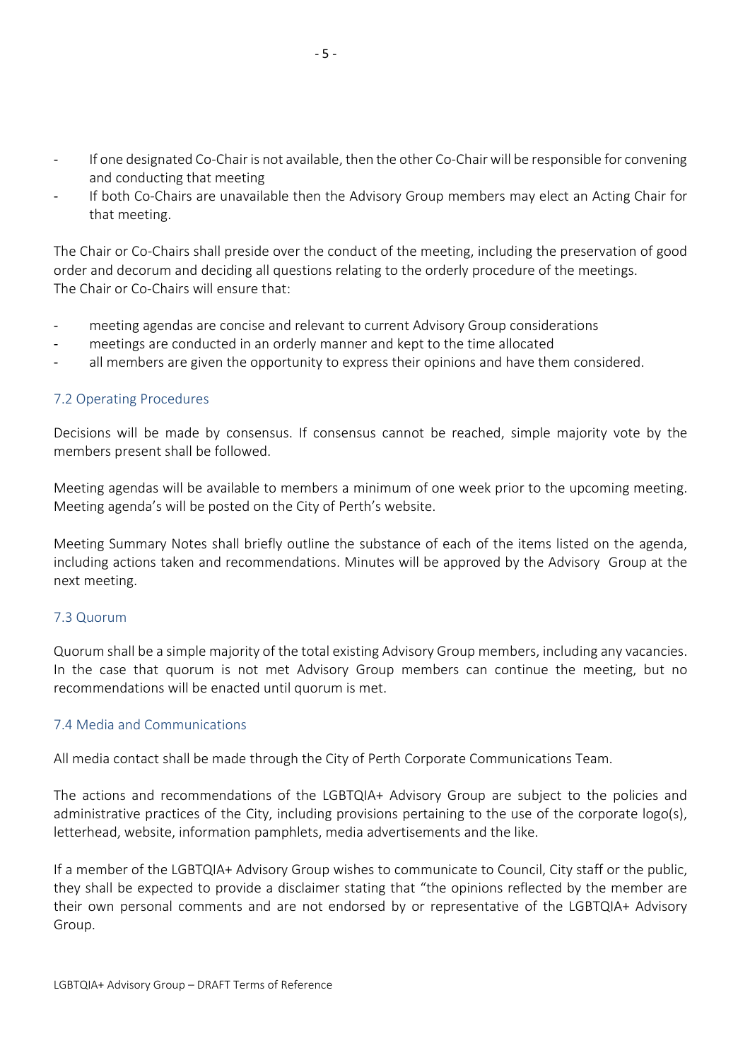- If one designated Co-Chair is not available, then the other Co-Chair will be responsible for convening and conducting that meeting
- If both Co-Chairs are unavailable then the Advisory Group members may elect an Acting Chair for that meeting.

The Chair or Co-Chairs shall preside over the conduct of the meeting, including the preservation of good order and decorum and deciding all questions relating to the orderly procedure of the meetings.
The Chair or Co-Chairs will ensure that:

- meeting agendas are concise and relevant to current Advisory Group considerations
- meetings are conducted in an orderly manner and kept to the time allocated
- all members are given the opportunity to express their opinions and have them considered.

### 7.2 Operating Procedures

Decisions will be made by consensus. If consensus cannot be reached, simple majority vote by the members present shall be followed.

Meeting agendas will be available to members a minimum of one week prior to the upcoming meeting. Meeting agenda's will be posted on the City of Perth's website.

Meeting Summary Notes shall briefly outline the substance of each of the items listed on the agenda, including actions taken and recommendations. Minutes will be approved by the Advisory Group at the next meeting.

### 7.3 Quorum

Quorum shall be a simple majority of the total existing Advisory Group members, including any vacancies. In the case that quorum is not met Advisory Group members can continue the meeting, but no recommendations will be enacted until quorum is met.

### 7.4 Media and Communications

All media contact shall be made through the City of Perth Corporate Communications Team.

The actions and recommendations of the LGBTQIA+ Advisory Group are subject to the policies and administrative practices of the City, including provisions pertaining to the use of the corporate logo(s), letterhead, website, information pamphlets, media advertisements and the like.

If a member of the LGBTQIA+ Advisory Group wishes to communicate to Council, City staff or the public, they shall be expected to provide a disclaimer stating that "the opinions reflected by the member are their own personal comments and are not endorsed by or representative of the LGBTQIA+ Advisory Group.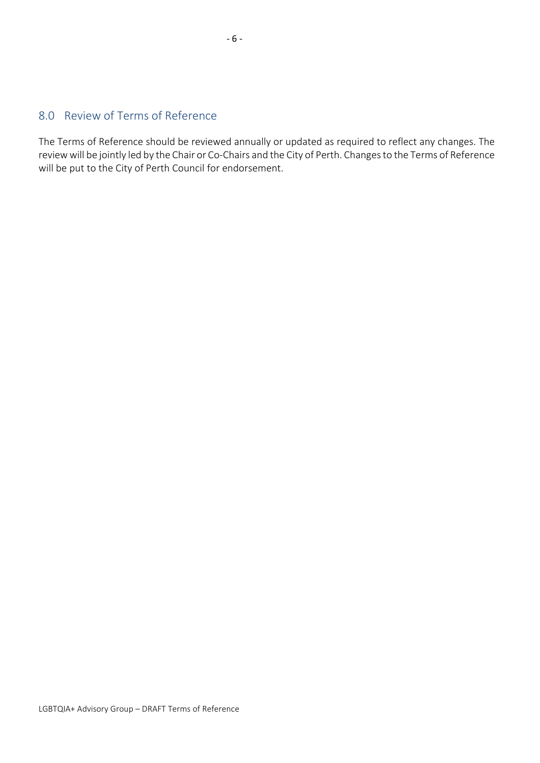## 8.0 Review of Terms of Reference

The Terms of Reference should be reviewed annually or updated as required to reflect any changes. The review will be jointly led by the Chair or Co-Chairs and the City of Perth. Changes to the Terms of Reference will be put to the City of Perth Council for endorsement.